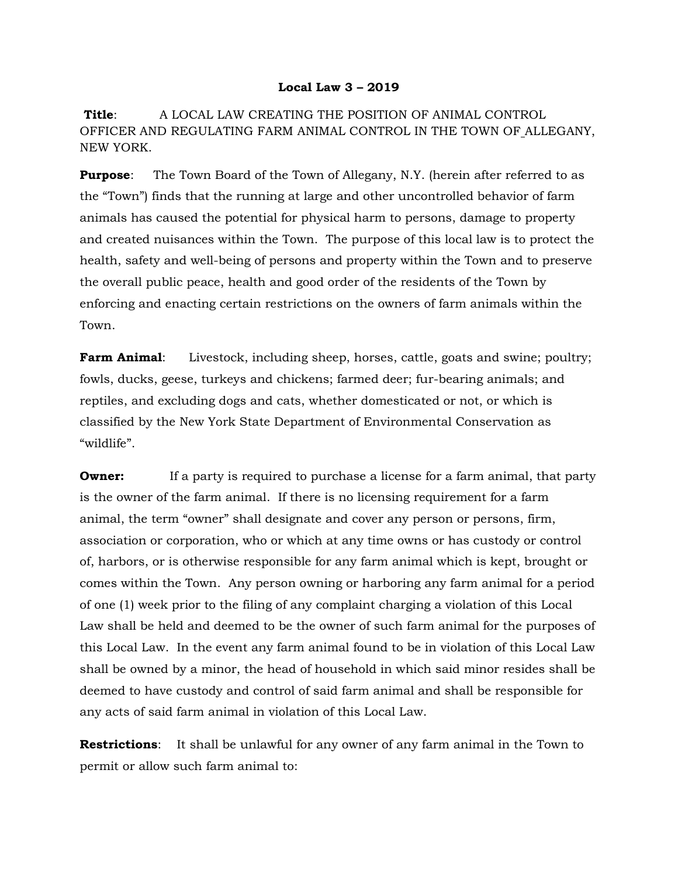**Local Law 3 – 2019**

**Title**: A LOCAL LAW CREATING THE POSITION OF ANIMAL CONTROL OFFICER AND REGULATING FARM ANIMAL CONTROL IN THE TOWN OF ALLEGANY, NEW YORK.

**Purpose**: The Town Board of the Town of Allegany, N.Y. (herein after referred to as the "Town") finds that the running at large and other uncontrolled behavior of farm animals has caused the potential for physical harm to persons, damage to property and created nuisances within the Town. The purpose of this local law is to protect the health, safety and well-being of persons and property within the Town and to preserve the overall public peace, health and good order of the residents of the Town by enforcing and enacting certain restrictions on the owners of farm animals within the Town.

**Farm Animal**: Livestock, including sheep, horses, cattle, goats and swine; poultry; fowls, ducks, geese, turkeys and chickens; farmed deer; fur-bearing animals; and reptiles, and excluding dogs and cats, whether domesticated or not, or which is classified by the New York State Department of Environmental Conservation as "wildlife".

**Owner:** If a party is required to purchase a license for a farm animal, that party is the owner of the farm animal. If there is no licensing requirement for a farm animal, the term "owner" shall designate and cover any person or persons, firm, association or corporation, who or which at any time owns or has custody or control of, harbors, or is otherwise responsible for any farm animal which is kept, brought or comes within the Town. Any person owning or harboring any farm animal for a period of one (1) week prior to the filing of any complaint charging a violation of this Local Law shall be held and deemed to be the owner of such farm animal for the purposes of this Local Law. In the event any farm animal found to be in violation of this Local Law shall be owned by a minor, the head of household in which said minor resides shall be deemed to have custody and control of said farm animal and shall be responsible for any acts of said farm animal in violation of this Local Law.

**Restrictions**: It shall be unlawful for any owner of any farm animal in the Town to permit or allow such farm animal to: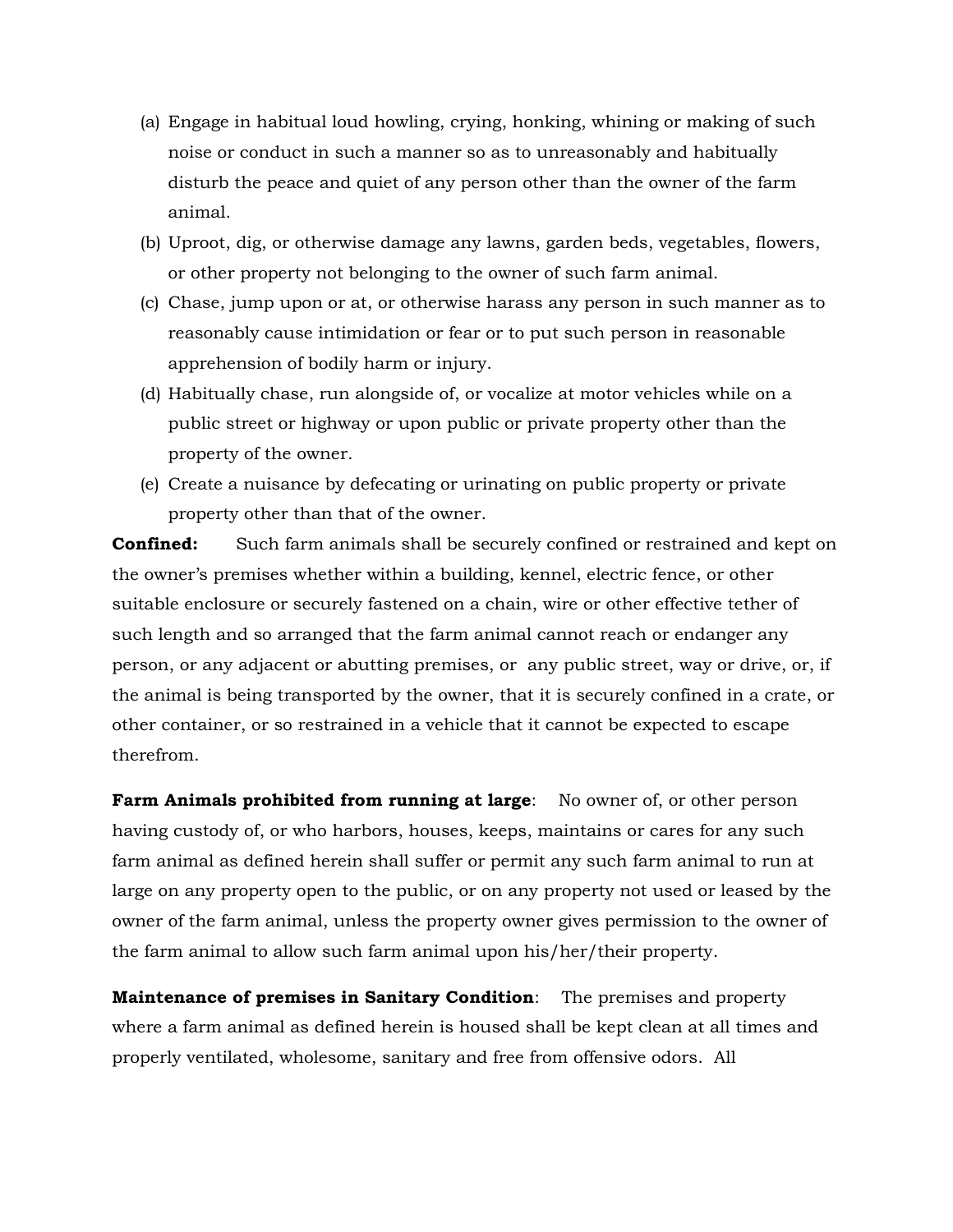(a) Engage in habitual loud howling, crying, honking, whining or making of such noise or conduct in such a manner so as to unreasonably and habitually disturb the peace and quiet of any person other than the owner of the farm animal.
(b) Uproot, dig, or otherwise damage any lawns, garden beds, vegetables, flowers, or other property not belonging to the owner of such farm animal.
(c) Chase, jump upon or at, or otherwise harass any person in such manner as to reasonably cause intimidation or fear or to put such person in reasonable apprehension of bodily harm or injury.
(d) Habitually chase, run alongside of, or vocalize at motor vehicles while on a public street or highway or upon public or private property other than the property of the owner.
(e) Create a nuisance by defecating or urinating on public property or private property other than that of the owner.

**Confined:** Such farm animals shall be securely confined or restrained and kept on the owner's premises whether within a building, kennel, electric fence, or other suitable enclosure or securely fastened on a chain, wire or other effective tether of such length and so arranged that the farm animal cannot reach or endanger any person, or any adjacent or abutting premises, or any public street, way or drive, or, if the animal is being transported by the owner, that it is securely confined in a crate, or other container, or so restrained in a vehicle that it cannot be expected to escape therefrom.

**Farm Animals prohibited from running at large**: No owner of, or other person having custody of, or who harbors, houses, keeps, maintains or cares for any such farm animal as defined herein shall suffer or permit any such farm animal to run at large on any property open to the public, or on any property not used or leased by the owner of the farm animal, unless the property owner gives permission to the owner of the farm animal to allow such farm animal upon his/her/their property.

**Maintenance of premises in Sanitary Condition**: The premises and property where a farm animal as defined herein is housed shall be kept clean at all times and properly ventilated, wholesome, sanitary and free from offensive odors. All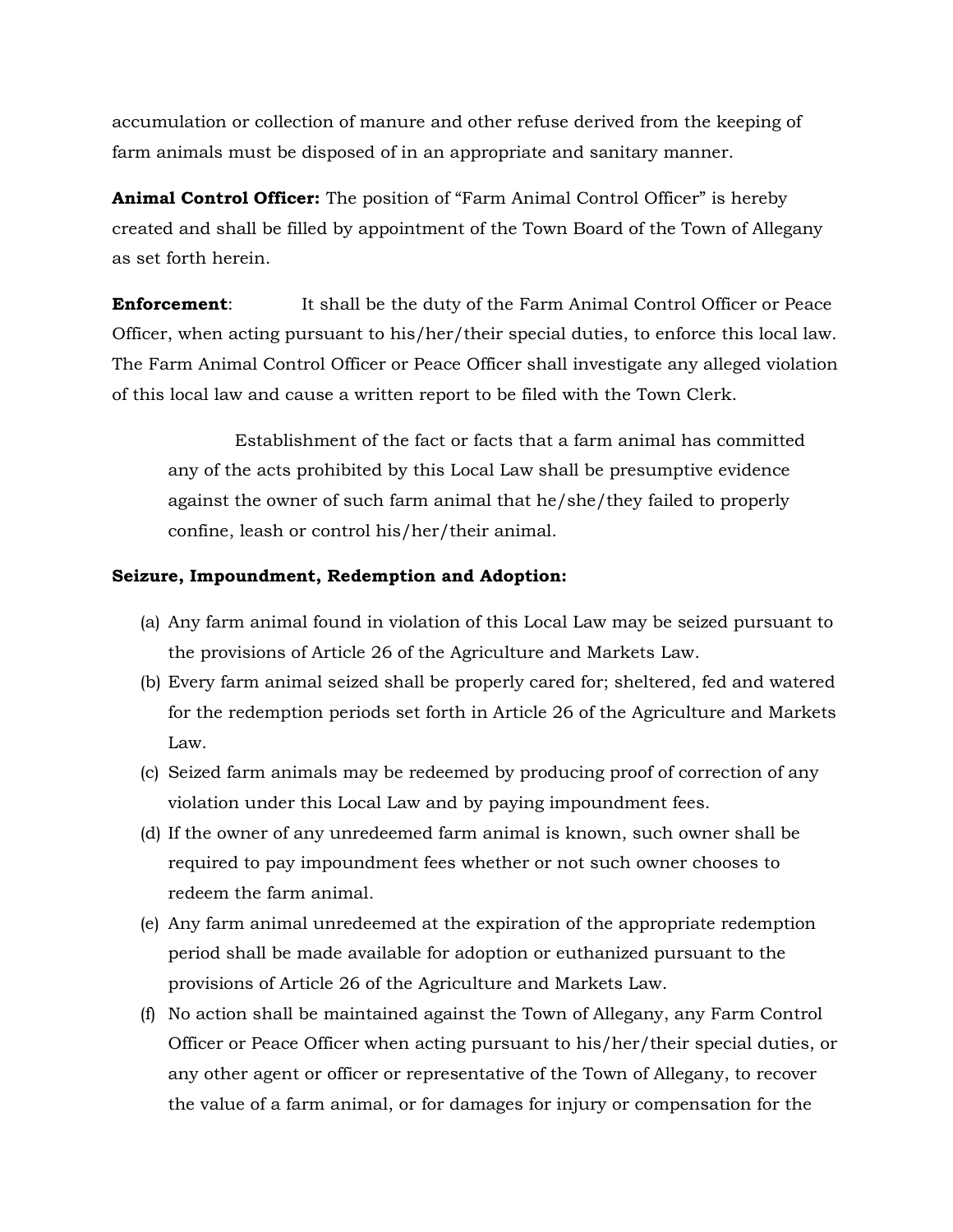accumulation or collection of manure and other refuse derived from the keeping of farm animals must be disposed of in an appropriate and sanitary manner.

**Animal Control Officer:** The position of "Farm Animal Control Officer" is hereby created and shall be filled by appointment of the Town Board of the Town of Allegany as set forth herein.

**Enforcement**: It shall be the duty of the Farm Animal Control Officer or Peace Officer, when acting pursuant to his/her/their special duties, to enforce this local law. The Farm Animal Control Officer or Peace Officer shall investigate any alleged violation of this local law and cause a written report to be filed with the Town Clerk.

> Establishment of the fact or facts that a farm animal has committed any of the acts prohibited by this Local Law shall be presumptive evidence against the owner of such farm animal that he/she/they failed to properly confine, leash or control his/her/their animal.

**Seizure, Impoundment, Redemption and Adoption:**

(a) Any farm animal found in violation of this Local Law may be seized pursuant to the provisions of Article 26 of the Agriculture and Markets Law.

(b) Every farm animal seized shall be properly cared for; sheltered, fed and watered for the redemption periods set forth in Article 26 of the Agriculture and Markets Law.

(c) Seized farm animals may be redeemed by producing proof of correction of any violation under this Local Law and by paying impoundment fees.

(d) If the owner of any unredeemed farm animal is known, such owner shall be required to pay impoundment fees whether or not such owner chooses to redeem the farm animal.

(e) Any farm animal unredeemed at the expiration of the appropriate redemption period shall be made available for adoption or euthanized pursuant to the provisions of Article 26 of the Agriculture and Markets Law.

(f) No action shall be maintained against the Town of Allegany, any Farm Control Officer or Peace Officer when acting pursuant to his/her/their special duties, or any other agent or officer or representative of the Town of Allegany, to recover the value of a farm animal, or for damages for injury or compensation for the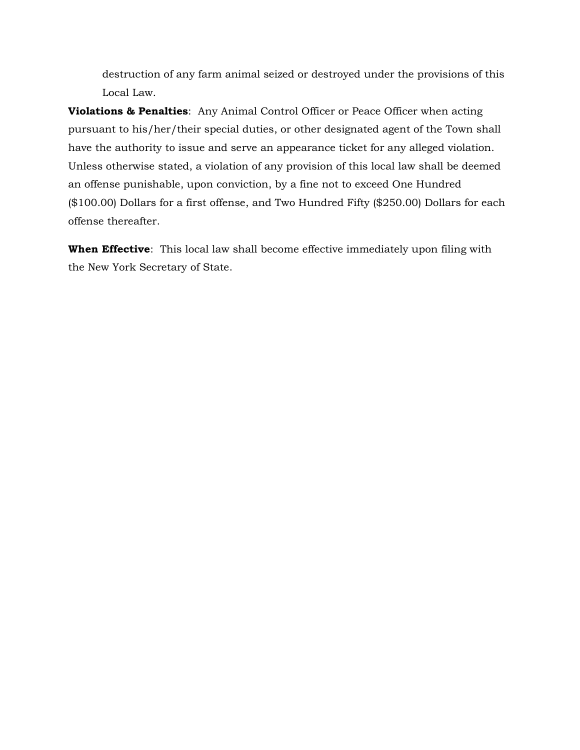destruction of any farm animal seized or destroyed under the provisions of this Local Law.

**Violations & Penalties**: Any Animal Control Officer or Peace Officer when acting pursuant to his/her/their special duties, or other designated agent of the Town shall have the authority to issue and serve an appearance ticket for any alleged violation. Unless otherwise stated, a violation of any provision of this local law shall be deemed an offense punishable, upon conviction, by a fine not to exceed One Hundred ($100.00) Dollars for a first offense, and Two Hundred Fifty ($250.00) Dollars for each offense thereafter.

**When Effective**: This local law shall become effective immediately upon filing with the New York Secretary of State.